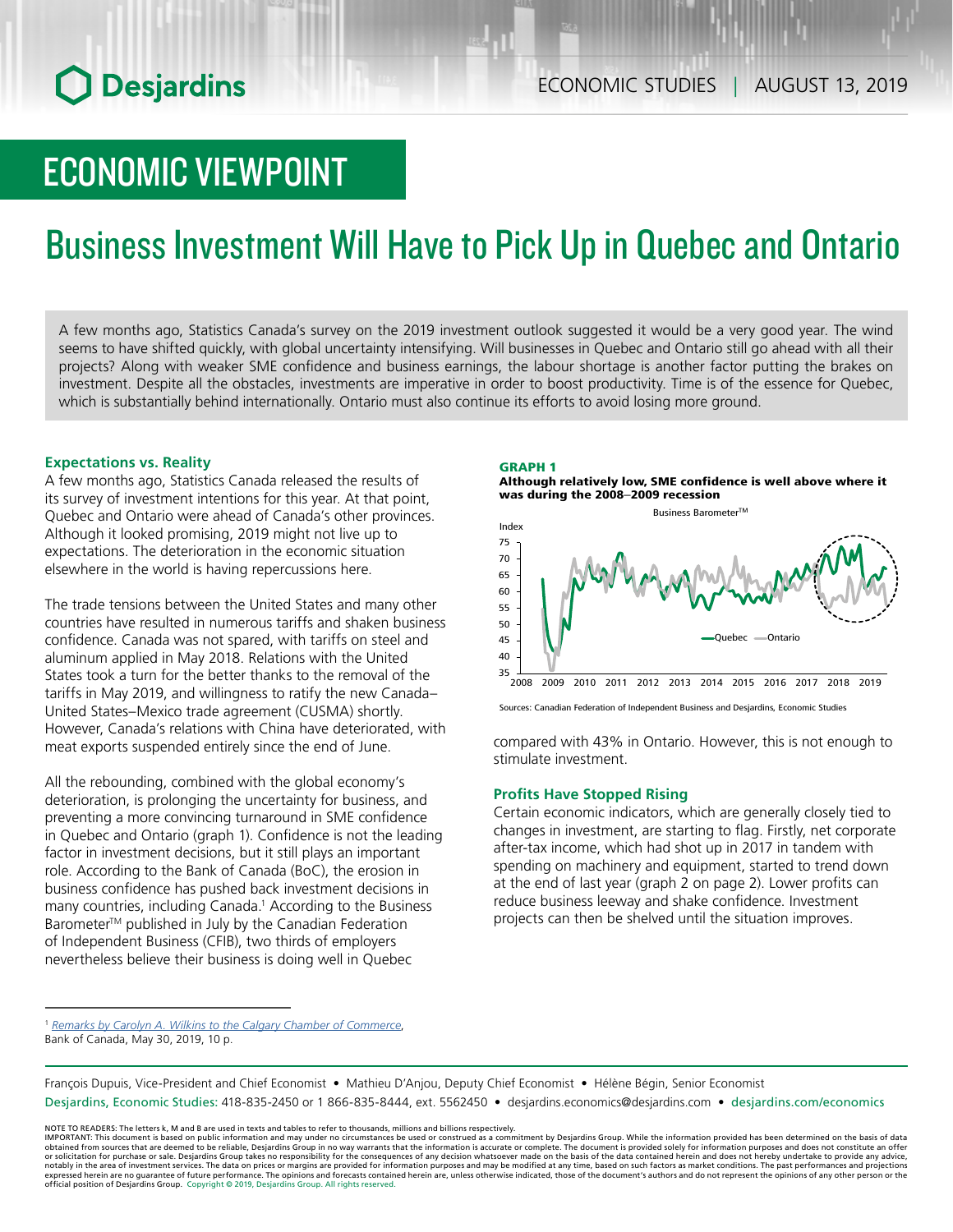# ECONOMIC VIEWPOINT

# Business Investment Will Have to Pick Up in Quebec and Ontario

A few months ago, Statistics Canada's survey on the 2019 investment outlook suggested it would be a very good year. The wind seems to have shifted quickly, with global uncertainty intensifying. Will businesses in Quebec and Ontario still go ahead with all their projects? Along with weaker SME confidence and business earnings, the labour shortage is another factor putting the brakes on investment. Despite all the obstacles, investments are imperative in order to boost productivity. Time is of the essence for Quebec, which is substantially behind internationally. Ontario must also continue its efforts to avoid losing more ground.

### Expectations vs. Reality

A few months ago, Statistics Canada released the results of its survey of investment intentions for this year. At that point, Quebec and Ontario were ahead of Canada's other provinces. Although it looked promising, 2019 might not live up to expectations. The deterioration in the economic situation elsewhere in the world is having repercussions here.

The trade tensions between the United States and many other countries have resulted in numerous tariffs and shaken business confidence. Canada was not spared, with tariffs on steel and aluminum applied in May 2018. Relations with the United States took a turn for the better thanks to the removal of the tariffs in May 2019, and willingness to ratify the new Canada–United States–Mexico trade agreement (CUSMA) shortly. However, Canada's relations with China have deteriorated, with meat exports suspended entirely since the end of June.

All the rebounding, combined with the global economy's deterioration, is prolonging the uncertainty for business, and preventing a more convincing turnaround in SME confidence in Quebec and Ontario (graph 1). Confidence is not the leading factor in investment decisions, but it still plays an important role. According to the Bank of Canada (BoC), the erosion in business confidence has pushed back investment decisions in many countries, including Canada.[1] According to the Business Barometer™ published in July by the Canadian Federation of Independent Business (CFIB), two thirds of employers nevertheless believe their business is doing well in Quebec compared with 43% in Ontario. However, this is not enough to stimulate investment.

**GRAPH 1**
**Although relatively low, SME confidence is well above where it was during the 2008–2009 recession**

Business Barometer™ — Index; Quebec, Ontario; 2008–2019

Sources: Canadian Federation of Independent Business and Desjardins, Economic Studies

### Profits Have Stopped Rising

Certain economic indicators, which are generally closely tied to changes in investment, are starting to flag. Firstly, net corporate after-tax income, which had shot up in 2017 in tandem with spending on machinery and equipment, started to trend down at the end of last year (graph 2 on page 2). Lower profits can reduce business leeway and shake confidence. Investment projects can then be shelved until the situation improves.

---

[1] *Remarks by Carolyn A. Wilkins to the Calgary Chamber of Commerce*, Bank of Canada, May 30, 2019, 10 p.

François Dupuis, Vice-President and Chief Economist • Mathieu D'Anjou, Deputy Chief Economist • Hélène Bégin, Senior Economist

Desjardins, Economic Studies: 418-835-2450 or 1 866-835-8444, ext. 5562450 • desjardins.economics@desjardins.com • desjardins.com/economics

NOTE TO READERS: The letters k, M and B are used in texts and tables to refer to thousands, millions and billions respectively.
IMPORTANT: This document is based on public information and may under no circumstances be used or construed as a commitment by Desjardins Group. While the information provided has been determined on the basis of data obtained from sources that are deemed to be reliable, Desjardins Group in no way warrants that the information is accurate or complete. The document is provided solely for information purposes and does not constitute an offer or solicitation for purchase or sale. Desjardins Group takes no responsibility for the consequences of any decision whatsoever made on the basis of the data contained herein and does not hereby undertake to provide any advice, notably in the area of investment services. The data on prices or margins are provided for information purposes and may be modified at any time, based on such factors as market conditions. The past performances and projections expressed herein are no guarantee of future performance. The opinions and forecasts contained herein are, unless otherwise indicated, those of the document's authors and do not represent the opinions of any other person or the official position of Desjardins Group. Copyright © 2019, Desjardins Group. All rights reserved.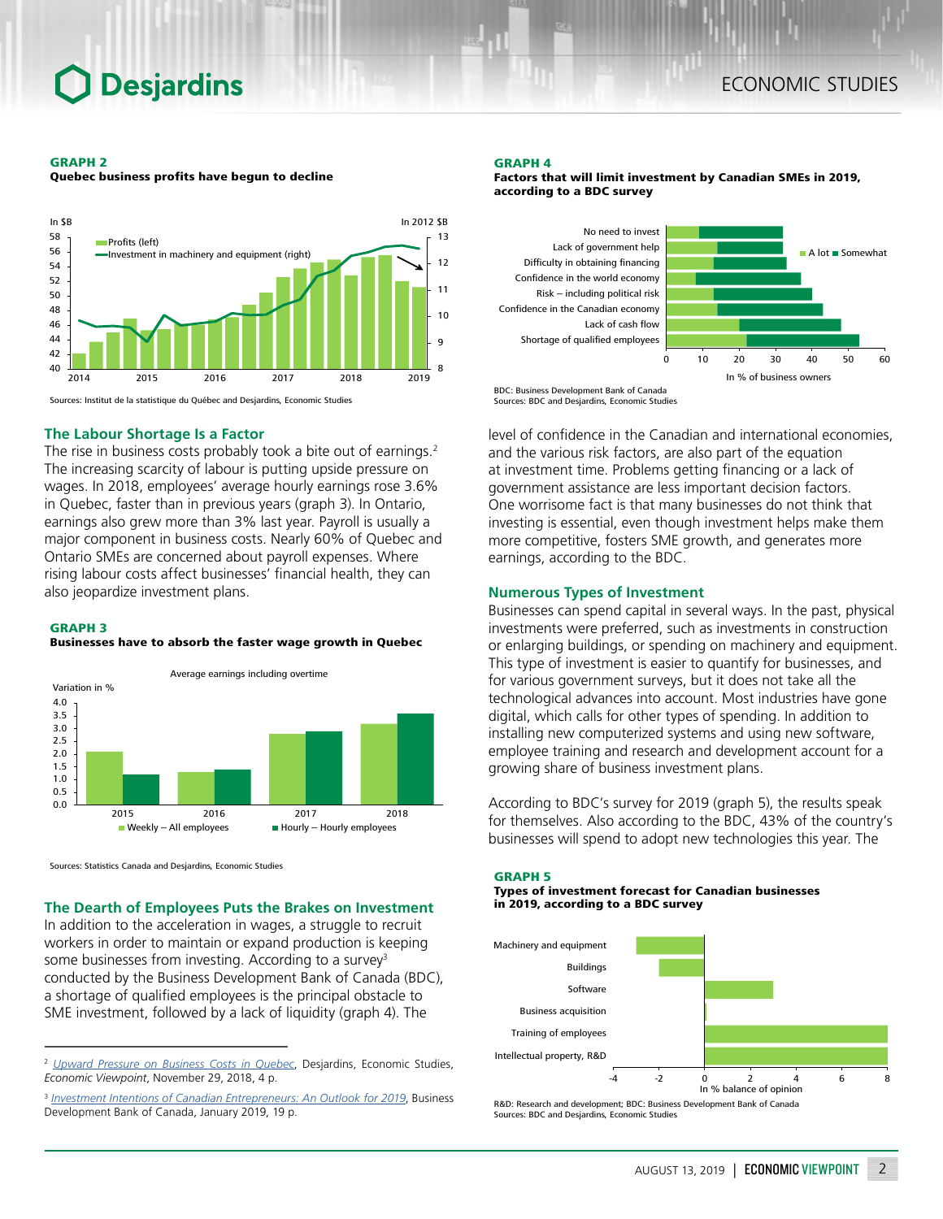**GRAPH 2**
**Quebec business profits have begun to decline**

Sources: Institut de la statistique du Québec and Desjardins, Economic Studies

## The Labour Shortage Is a Factor

The rise in business costs probably took a bite out of earnings.[2] The increasing scarcity of labour is putting upside pressure on wages. In 2018, employees' average hourly earnings rose 3.6% in Quebec, faster than in previous years (graph 3). In Ontario, earnings also grew more than 3% last year. Payroll is usually a major component in business costs. Nearly 60% of Quebec and Ontario SMEs are concerned about payroll expenses. Where rising labour costs affect businesses' financial health, they can also jeopardize investment plans.

**GRAPH 3**
**Businesses have to absorb the faster wage growth in Quebec**

Sources: Statistics Canada and Desjardins, Economic Studies

## The Dearth of Employees Puts the Brakes on Investment

In addition to the acceleration in wages, a struggle to recruit workers in order to maintain or expand production is keeping some businesses from investing. According to a survey[3] conducted by the Business Development Bank of Canada (BDC), a shortage of qualified employees is the principal obstacle to SME investment, followed by a lack of liquidity (graph 4). The level of confidence in the Canadian and international economies, and the various risk factors, are also part of the equation at investment time. Problems getting financing or a lack of government assistance are less important decision factors. One worrisome fact is that many businesses do not think that investing is essential, even though investment helps make them more competitive, fosters SME growth, and generates more earnings, according to the BDC.

**GRAPH 4**
**Factors that will limit investment by Canadian SMEs in 2019, according to a BDC survey**

BDC: Business Development Bank of Canada
Sources: BDC and Desjardins, Economic Studies

## Numerous Types of Investment

Businesses can spend capital in several ways. In the past, physical investments were preferred, such as investments in construction or enlarging buildings, or spending on machinery and equipment. This type of investment is easier to quantify for businesses, and for various government surveys, but it does not take all the technological advances into account. Most industries have gone digital, which calls for other types of spending. In addition to installing new computerized systems and using new software, employee training and research and development account for a growing share of business investment plans.

According to BDC's survey for 2019 (graph 5), the results speak for themselves. Also according to the BDC, 43% of the country's businesses will spend to adopt new technologies this year. The

**GRAPH 5**
**Types of investment forecast for Canadian businesses in 2019, according to a BDC survey**

R&D: Research and development; BDC: Business Development Bank of Canada
Sources: BDC and Desjardins, Economic Studies

---

[2] *Upward Pressure on Business Costs in Quebec*, Desjardins, Economic Studies, *Economic Viewpoint*, November 29, 2018, 4 p.

[3] *Investment Intentions of Canadian Entrepreneurs: An Outlook for 2019*, Business Development Bank of Canada, January 2019, 19 p.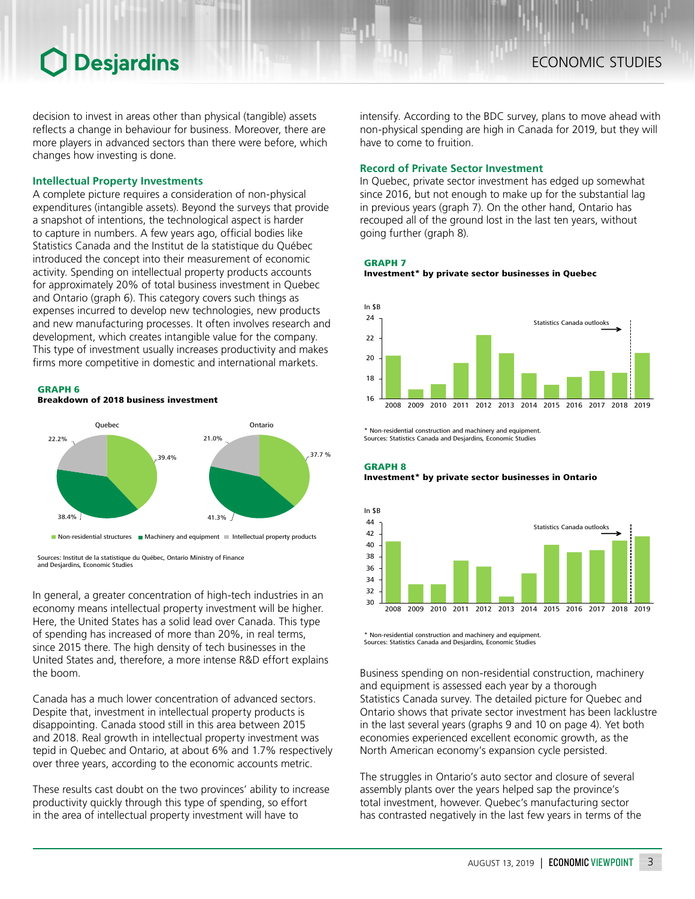decision to invest in areas other than physical (tangible) assets reflects a change in behaviour for business. Moreover, there are more players in advanced sectors than there were before, which changes how investing is done.

### Intellectual Property Investments

A complete picture requires a consideration of non-physical expenditures (intangible assets). Beyond the surveys that provide a snapshot of intentions, the technological aspect is harder to capture in numbers. A few years ago, official bodies like Statistics Canada and the Institut de la statistique du Québec introduced the concept into their measurement of economic activity. Spending on intellectual property products accounts for approximately 20% of total business investment in Quebec and Ontario (graph 6). This category covers such things as expenses incurred to develop new technologies, new products and new manufacturing processes. It often involves research and development, which creates intangible value for the company. This type of investment usually increases productivity and makes firms more competitive in domestic and international markets.

**GRAPH 6**
**Breakdown of 2018 business investment**

| | Quebec | Ontario |
|---|---|---|
| Non-residential structures | 39.4% | 37.7 % |
| Machinery and equipment | 38.4% | 41.3% |
| Intellectual property products | 22.2% | 21.0% |

Sources: Institut de la statistique du Québec, Ontario Ministry of Finance and Desjardins, Economic Studies

In general, a greater concentration of high-tech industries in an economy means intellectual property investment will be higher. Here, the United States has a solid lead over Canada. This type of spending has increased of more than 20%, in real terms, since 2015 there. The high density of tech businesses in the United States and, therefore, a more intense R&D effort explains the boom.

Canada has a much lower concentration of advanced sectors. Despite that, investment in intellectual property products is disappointing. Canada stood still in this area between 2015 and 2018. Real growth in intellectual property investment was tepid in Quebec and Ontario, at about 6% and 1.7% respectively over three years, according to the economic accounts metric.

These results cast doubt on the two provinces' ability to increase productivity quickly through this type of spending, so effort in the area of intellectual property investment will have to intensify. According to the BDC survey, plans to move ahead with non-physical spending are high in Canada for 2019, but they will have to come to fruition.

### Record of Private Sector Investment

In Quebec, private sector investment has edged up somewhat since 2016, but not enough to make up for the substantial lag in previous years (graph 7). On the other hand, Ontario has recouped all of the ground lost in the last ten years, without going further (graph 8).

**GRAPH 7**
**Investment* by private sector businesses in Quebec**

In $B; 2019: Statistics Canada outlooks

| Year | 2008 | 2009 | 2010 | 2011 | 2012 | 2013 | 2014 | 2015 | 2016 | 2017 | 2018 | 2019 |
|---|---|---|---|---|---|---|---|---|---|---|---|---|
| In $B (approx.) | 20.2 | 16.9 | 17.4 | 19.5 | 22.3 | 20.5 | 18.5 | 17.4 | 18.1 | 18.7 | 18.5 | 20.5 |

\* Non-residential construction and machinery and equipment.
Sources: Statistics Canada and Desjardins, Economic Studies

**GRAPH 8**
**Investment* by private sector businesses in Ontario**

In $B; 2019: Statistics Canada outlooks

| Year | 2008 | 2009 | 2010 | 2011 | 2012 | 2013 | 2014 | 2015 | 2016 | 2017 | 2018 | 2019 |
|---|---|---|---|---|---|---|---|---|---|---|---|---|
| In $B (approx.) | 40.7 | 33.2 | 33.2 | 37.3 | 36.2 | 31.0 | 35.0 | 40.0 | 38.7 | 39.1 | 40.8 | 41.5 |

\* Non-residential construction and machinery and equipment.
Sources: Statistics Canada and Desjardins, Economic Studies

Business spending on non-residential construction, machinery and equipment is assessed each year by a thorough Statistics Canada survey. The detailed picture for Quebec and Ontario shows that private sector investment has been lacklustre in the last several years (graphs 9 and 10 on page 4). Yet both economies experienced excellent economic growth, as the North American economy's expansion cycle persisted.

The struggles in Ontario's auto sector and closure of several assembly plants over the years helped sap the province's total investment, however. Quebec's manufacturing sector has contrasted negatively in the last few years in terms of the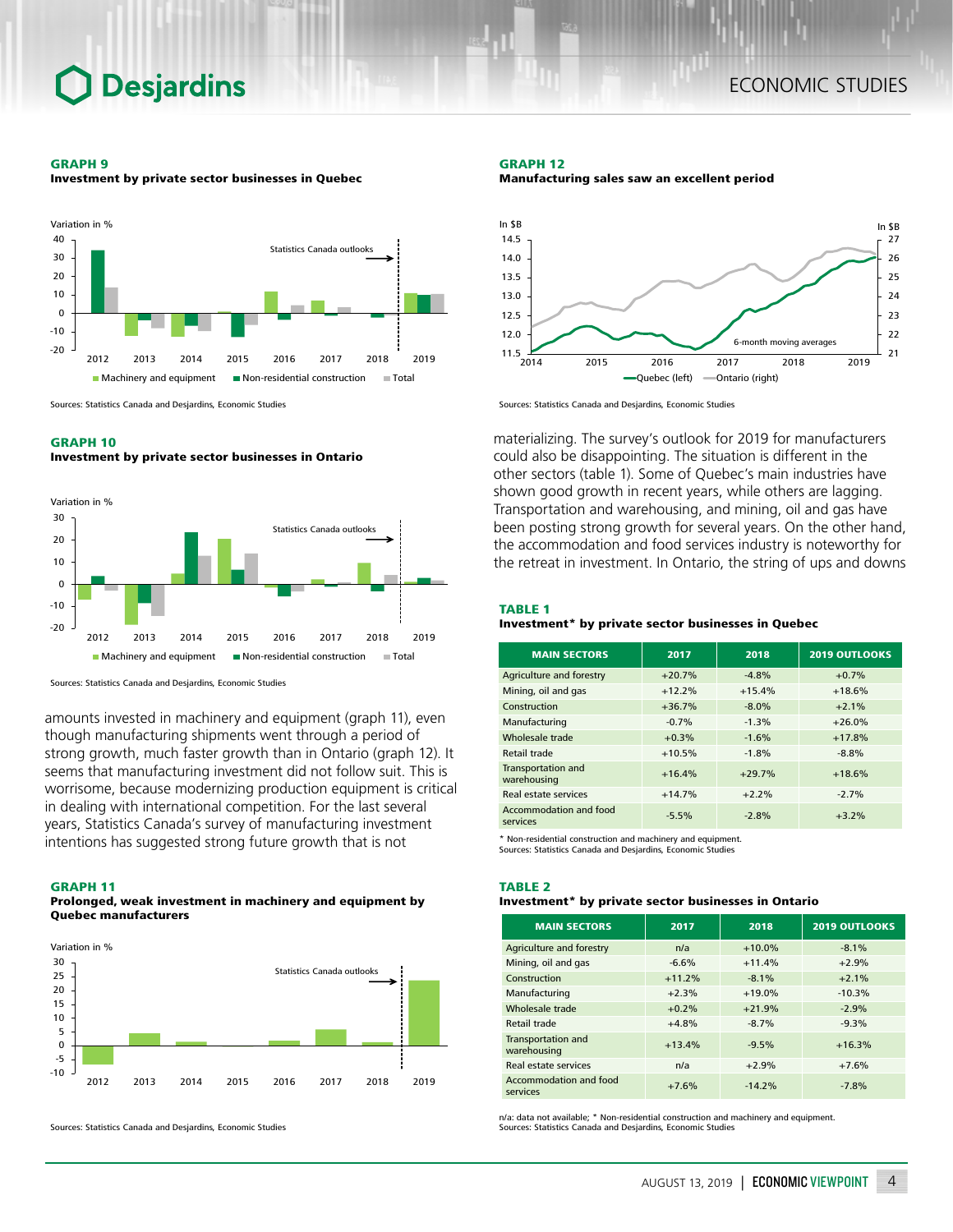**GRAPH 9**
**Investment by private sector businesses in Quebec**

Sources: Statistics Canada and Desjardins, Economic Studies

**GRAPH 10**
**Investment by private sector businesses in Ontario**

Sources: Statistics Canada and Desjardins, Economic Studies

amounts invested in machinery and equipment (graph 11), even though manufacturing shipments went through a period of strong growth, much faster growth than in Ontario (graph 12). It seems that manufacturing investment did not follow suit. This is worrisome, because modernizing production equipment is critical in dealing with international competition. For the last several years, Statistics Canada's survey of manufacturing investment intentions has suggested strong future growth that is not materializing. The survey's outlook for 2019 for manufacturers could also be disappointing. The situation is different in the other sectors (table 1). Some of Quebec's main industries have shown good growth in recent years, while others are lagging. Transportation and warehousing, and mining, oil and gas have been posting strong growth for several years. On the other hand, the accommodation and food services industry is noteworthy for the retreat in investment. In Ontario, the string of ups and downs

**GRAPH 11**
**Prolonged, weak investment in machinery and equipment by Quebec manufacturers**

Sources: Statistics Canada and Desjardins, Economic Studies

**GRAPH 12**
**Manufacturing sales saw an excellent period**

Sources: Statistics Canada and Desjardins, Economic Studies

**TABLE 1**
**Investment* by private sector businesses in Quebec**

| MAIN SECTORS | 2017 | 2018 | 2019 OUTLOOKS |
|---|---|---|---|
| Agriculture and forestry | +20.7% | -4.8% | +0.7% |
| Mining, oil and gas | +12.2% | +15.4% | +18.6% |
| Construction | +36.7% | -8.0% | +2.1% |
| Manufacturing | -0.7% | -1.3% | +26.0% |
| Wholesale trade | +0.3% | -1.6% | +17.8% |
| Retail trade | +10.5% | -1.8% | -8.8% |
| Transportation and warehousing | +16.4% | +29.7% | +18.6% |
| Real estate services | +14.7% | +2.2% | -2.7% |
| Accommodation and food services | -5.5% | -2.8% | +3.2% |

\* Non-residential construction and machinery and equipment.
Sources: Statistics Canada and Desjardins, Economic Studies

**TABLE 2**
**Investment* by private sector businesses in Ontario**

| MAIN SECTORS | 2017 | 2018 | 2019 OUTLOOKS |
|---|---|---|---|
| Agriculture and forestry | n/a | +10.0% | -8.1% |
| Mining, oil and gas | -6.6% | +11.4% | +2.9% |
| Construction | +11.2% | -8.1% | +2.1% |
| Manufacturing | +2.3% | +19.0% | -10.3% |
| Wholesale trade | +0.2% | +21.9% | -2.9% |
| Retail trade | +4.8% | -8.7% | -9.3% |
| Transportation and warehousing | +13.4% | -9.5% | +16.3% |
| Real estate services | n/a | +2.9% | +7.6% |
| Accommodation and food services | +7.6% | -14.2% | -7.8% |

n/a: data not available; * Non-residential construction and machinery and equipment.
Sources: Statistics Canada and Desjardins, Economic Studies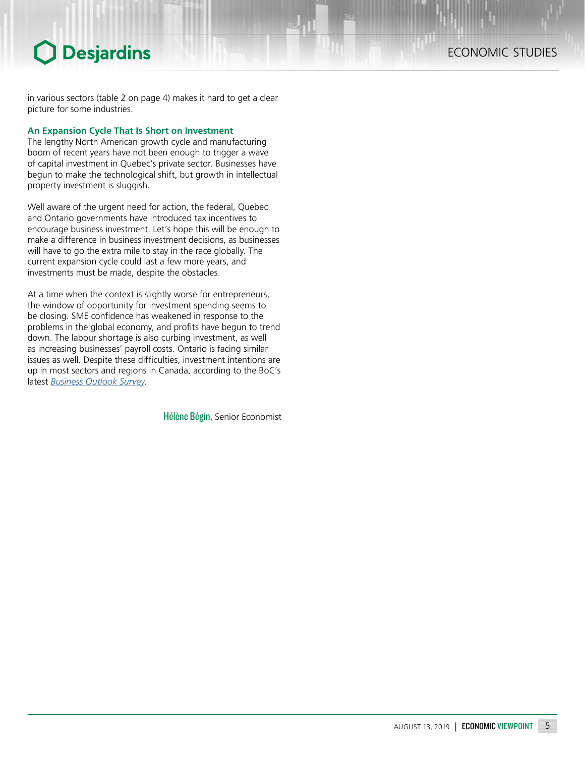in various sectors (table 2 on page 4) makes it hard to get a clear picture for some industries.

### An Expansion Cycle That Is Short on Investment

The lengthy North American growth cycle and manufacturing boom of recent years have not been enough to trigger a wave of capital investment in Quebec's private sector. Businesses have begun to make the technological shift, but growth in intellectual property investment is sluggish.

Well aware of the urgent need for action, the federal, Quebec and Ontario governments have introduced tax incentives to encourage business investment. Let's hope this will be enough to make a difference in business investment decisions, as businesses will have to go the extra mile to stay in the race globally. The current expansion cycle could last a few more years, and investments must be made, despite the obstacles.

At a time when the context is slightly worse for entrepreneurs, the window of opportunity for investment spending seems to be closing. SME confidence has weakened in response to the problems in the global economy, and profits have begun to trend down. The labour shortage is also curbing investment, as well as increasing businesses' payroll costs. Ontario is facing similar issues as well. Despite these difficulties, investment intentions are up in most sectors and regions in Canada, according to the BoC's latest *Business Outlook Survey*.

**Hélène Bégin**, Senior Economist